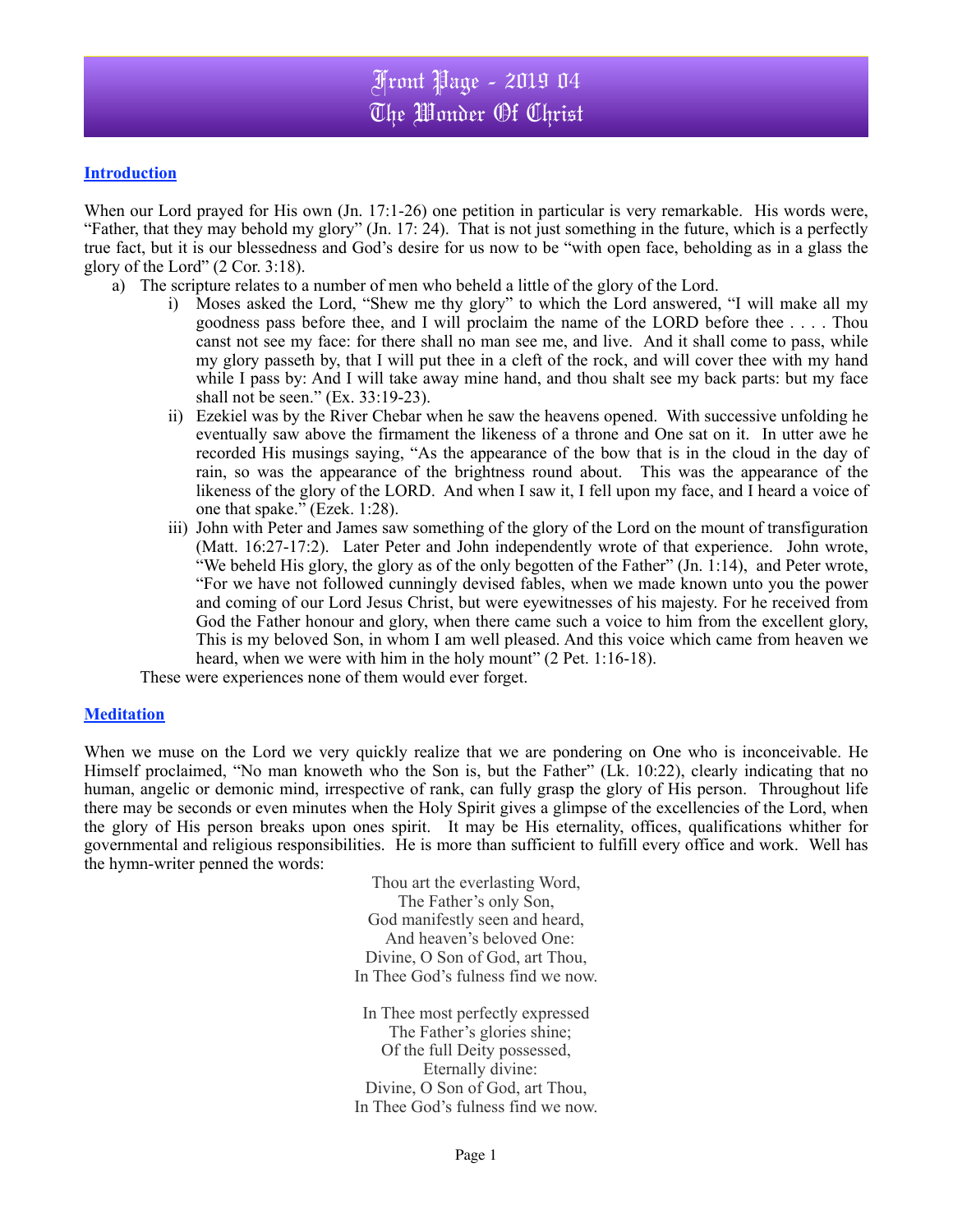# Front Page - 2019 04
# The Wonder Of Christ

## Introduction

When our Lord prayed for His own (Jn. 17:1-26) one petition in particular is very remarkable. His words were, "Father, that they may behold my glory" (Jn. 17: 24). That is not just something in the future, which is a perfectly true fact, but it is our blessedness and God's desire for us now to be "with open face, beholding as in a glass the glory of the Lord" (2 Cor. 3:18).

a) The scripture relates to a number of men who beheld a little of the glory of the Lord.
   i) Moses asked the Lord, "Shew me thy glory" to which the Lord answered, "I will make all my goodness pass before thee, and I will proclaim the name of the LORD before thee . . . . Thou canst not see my face: for there shall no man see me, and live. And it shall come to pass, while my glory passeth by, that I will put thee in a cleft of the rock, and will cover thee with my hand while I pass by: And I will take away mine hand, and thou shalt see my back parts: but my face shall not be seen." (Ex. 33:19-23).
   ii) Ezekiel was by the River Chebar when he saw the heavens opened. With successive unfolding he eventually saw above the firmament the likeness of a throne and One sat on it. In utter awe he recorded His musings saying, "As the appearance of the bow that is in the cloud in the day of rain, so was the appearance of the brightness round about. This was the appearance of the likeness of the glory of the LORD. And when I saw it, I fell upon my face, and I heard a voice of one that spake." (Ezek. 1:28).
   iii) John with Peter and James saw something of the glory of the Lord on the mount of transfiguration (Matt. 16:27-17:2). Later Peter and John independently wrote of that experience. John wrote, "We beheld His glory, the glory as of the only begotten of the Father" (Jn. 1:14), and Peter wrote, "For we have not followed cunningly devised fables, when we made known unto you the power and coming of our Lord Jesus Christ, but were eyewitnesses of his majesty. For he received from God the Father honour and glory, when there came such a voice to him from the excellent glory, This is my beloved Son, in whom I am well pleased. And this voice which came from heaven we heard, when we were with him in the holy mount" (2 Pet. 1:16-18).

These were experiences none of them would ever forget.

## Meditation

When we muse on the Lord we very quickly realize that we are pondering on One who is inconceivable. He Himself proclaimed, "No man knoweth who the Son is, but the Father" (Lk. 10:22), clearly indicating that no human, angelic or demonic mind, irrespective of rank, can fully grasp the glory of His person. Throughout life there may be seconds or even minutes when the Holy Spirit gives a glimpse of the excellencies of the Lord, when the glory of His person breaks upon ones spirit. It may be His eternality, offices, qualifications whither for governmental and religious responsibilities. He is more than sufficient to fulfill every office and work. Well has the hymn-writer penned the words:

Thou art the everlasting Word,
The Father's only Son,
God manifestly seen and heard,
And heaven's beloved One:
Divine, O Son of God, art Thou,
In Thee God's fulness find we now.

In Thee most perfectly expressed
The Father's glories shine;
Of the full Deity possessed,
Eternally divine:
Divine, O Son of God, art Thou,
In Thee God's fulness find we now.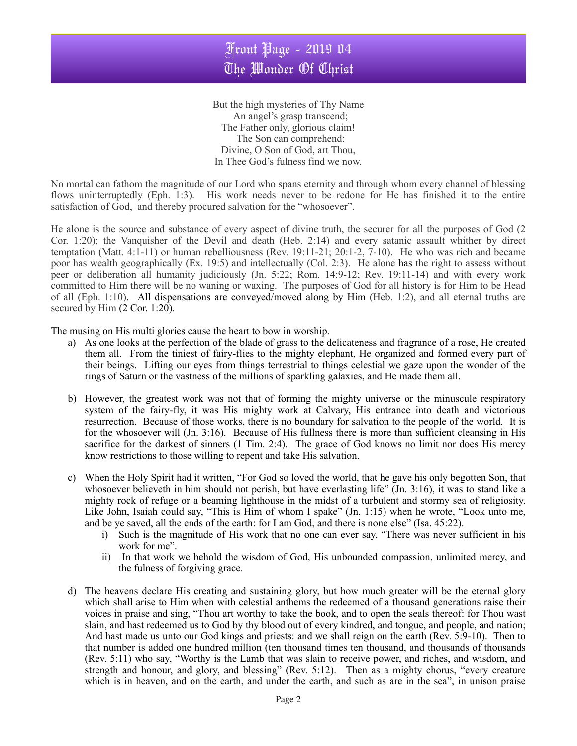# Front Page - 2019 04
# The Wonder Of Christ

But the high mysteries of Thy Name  
An angel's grasp transcend;  
The Father only, glorious claim!  
The Son can comprehend:  
Divine, O Son of God, art Thou,  
In Thee God's fulness find we now.

No mortal can fathom the magnitude of our Lord who spans eternity and through whom every channel of blessing flows uninterruptedly (Eph. 1:3). His work needs never to be redone for He has finished it to the entire satisfaction of God, and thereby procured salvation for the "whosoever".

He alone is the source and substance of every aspect of divine truth, the securer for all the purposes of God (2 Cor. 1:20); the Vanquisher of the Devil and death (Heb. 2:14) and every satanic assault whither by direct temptation (Matt. 4:1-11) or human rebelliousness (Rev. 19:11-21; 20:1-2, 7-10). He who was rich and became poor has wealth geographically (Ex. 19:5) and intellectually (Col. 2:3). He alone has the right to assess without peer or deliberation all humanity judiciously (Jn. 5:22; Rom. 14:9-12; Rev. 19:11-14) and with every work committed to Him there will be no waning or waxing. The purposes of God for all history is for Him to be Head of all (Eph. 1:10). All dispensations are conveyed/moved along by Him (Heb. 1:2), and all eternal truths are secured by Him (2 Cor. 1:20).

The musing on His multi glories cause the heart to bow in worship.

a) As one looks at the perfection of the blade of grass to the delicateness and fragrance of a rose, He created them all. From the tiniest of fairy-flies to the mighty elephant, He organized and formed every part of their beings. Lifting our eyes from things terrestrial to things celestial we gaze upon the wonder of the rings of Saturn or the vastness of the millions of sparkling galaxies, and He made them all.

b) However, the greatest work was not that of forming the mighty universe or the minuscule respiratory system of the fairy-fly, it was His mighty work at Calvary, His entrance into death and victorious resurrection. Because of those works, there is no boundary for salvation to the people of the world. It is for the whosoever will (Jn. 3:16). Because of His fullness there is more than sufficient cleansing in His sacrifice for the darkest of sinners (1 Tim. 2:4). The grace of God knows no limit nor does His mercy know restrictions to those willing to repent and take His salvation.

c) When the Holy Spirit had it written, "For God so loved the world, that he gave his only begotten Son, that whosoever believeth in him should not perish, but have everlasting life" (Jn. 3:16), it was to stand like a mighty rock of refuge or a beaming lighthouse in the midst of a turbulent and stormy sea of religiosity. Like John, Isaiah could say, "This is Him of whom I spake" (Jn. 1:15) when he wrote, "Look unto me, and be ye saved, all the ends of the earth: for I am God, and there is none else" (Isa. 45:22).
   i) Such is the magnitude of His work that no one can ever say, "There was never sufficient in his work for me".
   ii) In that work we behold the wisdom of God, His unbounded compassion, unlimited mercy, and the fulness of forgiving grace.

d) The heavens declare His creating and sustaining glory, but how much greater will be the eternal glory which shall arise to Him when with celestial anthems the redeemed of a thousand generations raise their voices in praise and sing, "Thou art worthy to take the book, and to open the seals thereof: for Thou wast slain, and hast redeemed us to God by thy blood out of every kindred, and tongue, and people, and nation; And hast made us unto our God kings and priests: and we shall reign on the earth (Rev. 5:9-10). Then to that number is added one hundred million (ten thousand times ten thousand, and thousands of thousands (Rev. 5:11) who say, "Worthy is the Lamb that was slain to receive power, and riches, and wisdom, and strength and honour, and glory, and blessing" (Rev. 5:12). Then as a mighty chorus, "every creature which is in heaven, and on the earth, and under the earth, and such as are in the sea", in unison praise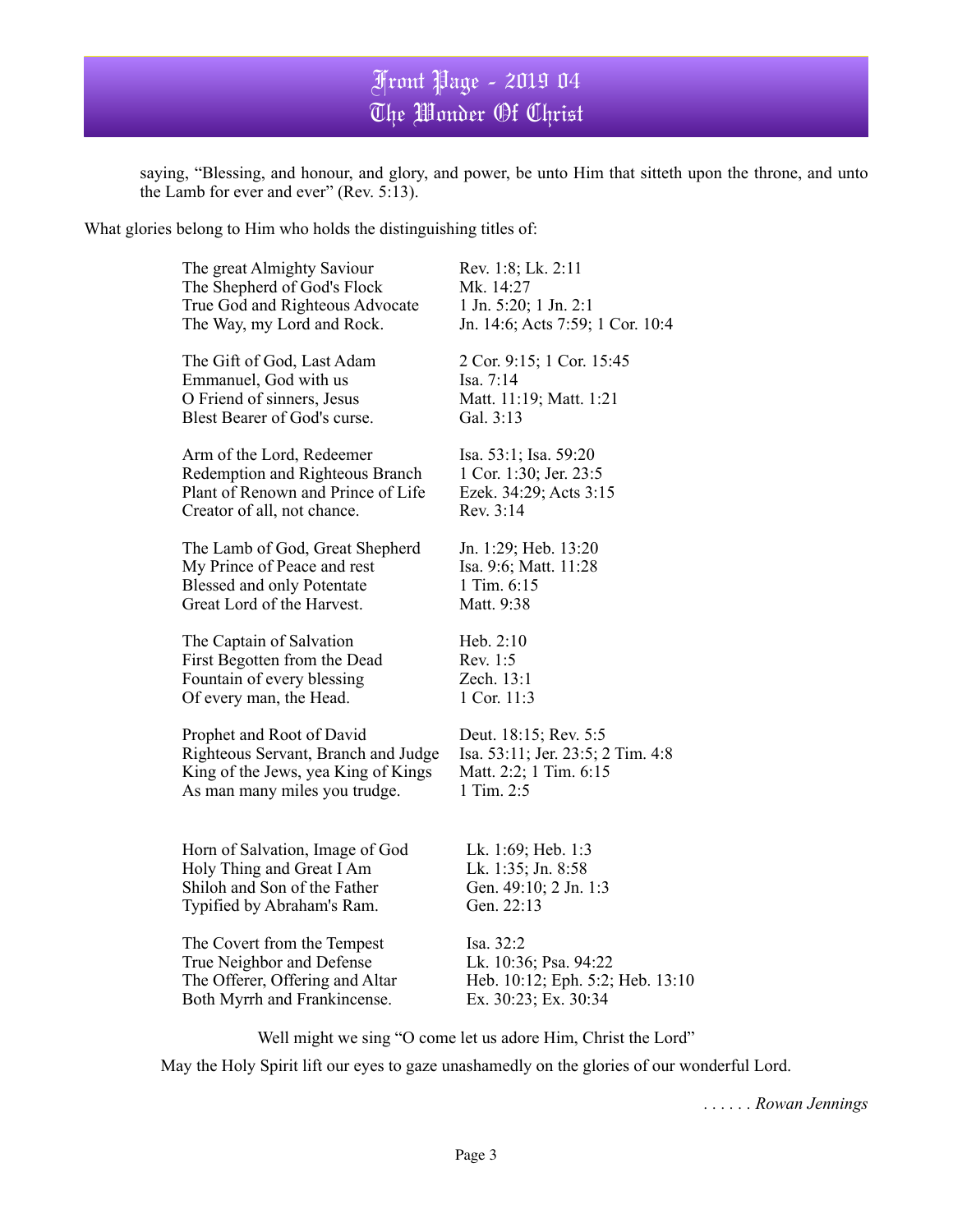saying, "Blessing, and honour, and glory, and power, be unto Him that sitteth upon the throne, and unto the Lamb for ever and ever" (Rev. 5:13).

What glories belong to Him who holds the distinguishing titles of:

| | |
|---|---|
| The great Almighty Saviour | Rev. 1:8; Lk. 2:11 |
| The Shepherd of God's Flock | Mk. 14:27 |
| True God and Righteous Advocate | 1 Jn. 5:20; 1 Jn. 2:1 |
| The Way, my Lord and Rock. | Jn. 14:6; Acts 7:59; 1 Cor. 10:4 |
| | |
| The Gift of God, Last Adam | 2 Cor. 9:15; 1 Cor. 15:45 |
| Emmanuel, God with us | Isa. 7:14 |
| O Friend of sinners, Jesus | Matt. 11:19; Matt. 1:21 |
| Blest Bearer of God's curse. | Gal. 3:13 |
| | |
| Arm of the Lord, Redeemer | Isa. 53:1; Isa. 59:20 |
| Redemption and Righteous Branch | 1 Cor. 1:30; Jer. 23:5 |
| Plant of Renown and Prince of Life | Ezek. 34:29; Acts 3:15 |
| Creator of all, not chance. | Rev. 3:14 |
| | |
| The Lamb of God, Great Shepherd | Jn. 1:29; Heb. 13:20 |
| My Prince of Peace and rest | Isa. 9:6; Matt. 11:28 |
| Blessed and only Potentate | 1 Tim. 6:15 |
| Great Lord of the Harvest. | Matt. 9:38 |
| | |
| The Captain of Salvation | Heb. 2:10 |
| First Begotten from the Dead | Rev. 1:5 |
| Fountain of every blessing | Zech. 13:1 |
| Of every man, the Head. | 1 Cor. 11:3 |
| | |
| Prophet and Root of David | Deut. 18:15; Rev. 5:5 |
| Righteous Servant, Branch and Judge | Isa. 53:11; Jer. 23:5; 2 Tim. 4:8 |
| King of the Jews, yea King of Kings | Matt. 2:2; 1 Tim. 6:15 |
| As man many miles you trudge. | 1 Tim. 2:5 |
| | |
| Horn of Salvation, Image of God | Lk. 1:69; Heb. 1:3 |
| Holy Thing and Great I Am | Lk. 1:35; Jn. 8:58 |
| Shiloh and Son of the Father | Gen. 49:10; 2 Jn. 1:3 |
| Typified by Abraham's Ram. | Gen. 22:13 |
| | |
| The Covert from the Tempest | Isa. 32:2 |
| True Neighbor and Defense | Lk. 10:36; Psa. 94:22 |
| The Offerer, Offering and Altar | Heb. 10:12; Eph. 5:2; Heb. 13:10 |
| Both Myrrh and Frankincense. | Ex. 30:23; Ex. 30:34 |

Well might we sing "O come let us adore Him, Christ the Lord"

May the Holy Spirit lift our eyes to gaze unashamedly on the glories of our wonderful Lord.

. . . . . . *Rowan Jennings*